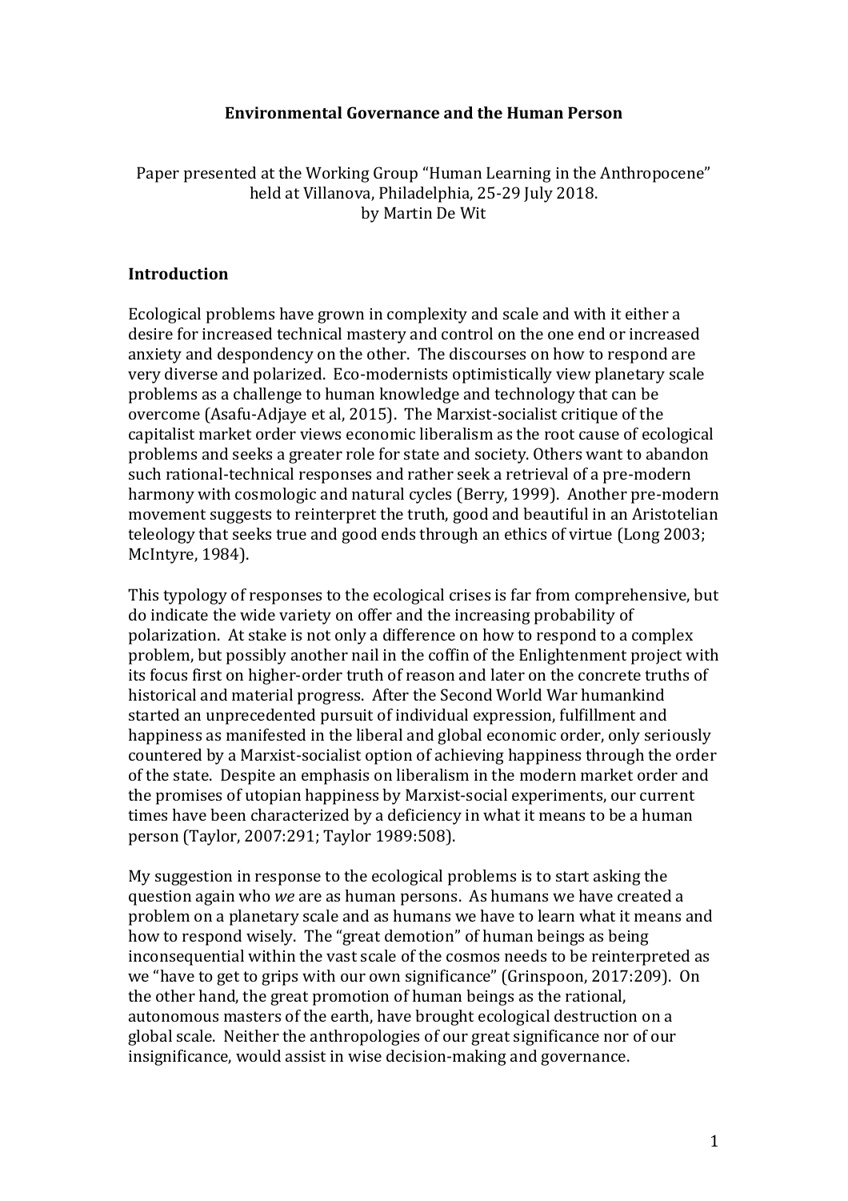# Environmental Governance and the Human Person

Paper presented at the Working Group "Human Learning in the Anthropocene" held at Villanova, Philadelphia, 25-29 July 2018.
by Martin De Wit

## Introduction

Ecological problems have grown in complexity and scale and with it either a desire for increased technical mastery and control on the one end or increased anxiety and despondency on the other. The discourses on how to respond are very diverse and polarized. Eco-modernists optimistically view planetary scale problems as a challenge to human knowledge and technology that can be overcome (Asafu-Adjaye et al, 2015). The Marxist-socialist critique of the capitalist market order views economic liberalism as the root cause of ecological problems and seeks a greater role for state and society. Others want to abandon such rational-technical responses and rather seek a retrieval of a pre-modern harmony with cosmologic and natural cycles (Berry, 1999). Another pre-modern movement suggests to reinterpret the truth, good and beautiful in an Aristotelian teleology that seeks true and good ends through an ethics of virtue (Long 2003; McIntyre, 1984).

This typology of responses to the ecological crises is far from comprehensive, but do indicate the wide variety on offer and the increasing probability of polarization. At stake is not only a difference on how to respond to a complex problem, but possibly another nail in the coffin of the Enlightenment project with its focus first on higher-order truth of reason and later on the concrete truths of historical and material progress. After the Second World War humankind started an unprecedented pursuit of individual expression, fulfillment and happiness as manifested in the liberal and global economic order, only seriously countered by a Marxist-socialist option of achieving happiness through the order of the state. Despite an emphasis on liberalism in the modern market order and the promises of utopian happiness by Marxist-social experiments, our current times have been characterized by a deficiency in what it means to be a human person (Taylor, 2007:291; Taylor 1989:508).

My suggestion in response to the ecological problems is to start asking the question again who *we* are as human persons. As humans we have created a problem on a planetary scale and as humans we have to learn what it means and how to respond wisely. The "great demotion" of human beings as being inconsequential within the vast scale of the cosmos needs to be reinterpreted as we "have to get to grips with our own significance" (Grinspoon, 2017:209). On the other hand, the great promotion of human beings as the rational, autonomous masters of the earth, have brought ecological destruction on a global scale. Neither the anthropologies of our great significance nor of our insignificance, would assist in wise decision-making and governance.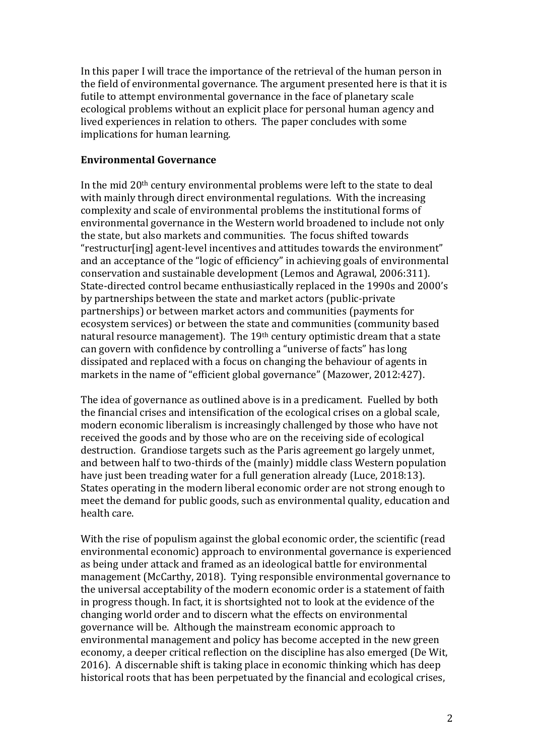In this paper I will trace the importance of the retrieval of the human person in the field of environmental governance. The argument presented here is that it is futile to attempt environmental governance in the face of planetary scale ecological problems without an explicit place for personal human agency and lived experiences in relation to others. The paper concludes with some implications for human learning.

## Environmental Governance

In the mid 20th century environmental problems were left to the state to deal with mainly through direct environmental regulations. With the increasing complexity and scale of environmental problems the institutional forms of environmental governance in the Western world broadened to include not only the state, but also markets and communities. The focus shifted towards "restructur[ing] agent-level incentives and attitudes towards the environment" and an acceptance of the "logic of efficiency" in achieving goals of environmental conservation and sustainable development (Lemos and Agrawal, 2006:311). State-directed control became enthusiastically replaced in the 1990s and 2000's by partnerships between the state and market actors (public-private partnerships) or between market actors and communities (payments for ecosystem services) or between the state and communities (community based natural resource management). The 19th century optimistic dream that a state can govern with confidence by controlling a "universe of facts" has long dissipated and replaced with a focus on changing the behaviour of agents in markets in the name of "efficient global governance" (Mazower, 2012:427).

The idea of governance as outlined above is in a predicament. Fuelled by both the financial crises and intensification of the ecological crises on a global scale, modern economic liberalism is increasingly challenged by those who have not received the goods and by those who are on the receiving side of ecological destruction. Grandiose targets such as the Paris agreement go largely unmet, and between half to two-thirds of the (mainly) middle class Western population have just been treading water for a full generation already (Luce, 2018:13). States operating in the modern liberal economic order are not strong enough to meet the demand for public goods, such as environmental quality, education and health care.

With the rise of populism against the global economic order, the scientific (read environmental economic) approach to environmental governance is experienced as being under attack and framed as an ideological battle for environmental management (McCarthy, 2018). Tying responsible environmental governance to the universal acceptability of the modern economic order is a statement of faith in progress though. In fact, it is shortsighted not to look at the evidence of the changing world order and to discern what the effects on environmental governance will be. Although the mainstream economic approach to environmental management and policy has become accepted in the new green economy, a deeper critical reflection on the discipline has also emerged (De Wit, 2016). A discernable shift is taking place in economic thinking which has deep historical roots that has been perpetuated by the financial and ecological crises,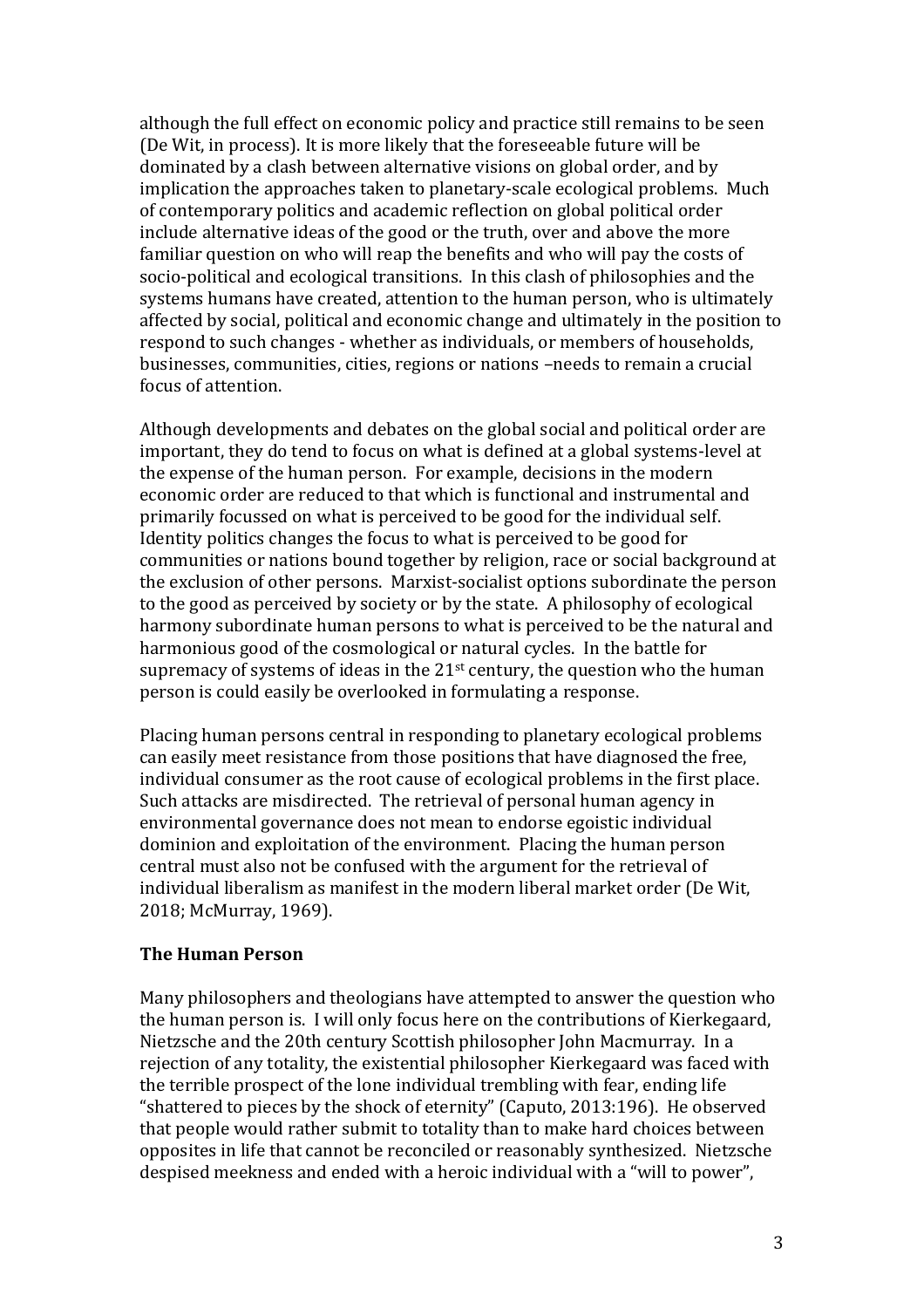although the full effect on economic policy and practice still remains to be seen (De Wit, in process). It is more likely that the foreseeable future will be dominated by a clash between alternative visions on global order, and by implication the approaches taken to planetary-scale ecological problems. Much of contemporary politics and academic reflection on global political order include alternative ideas of the good or the truth, over and above the more familiar question on who will reap the benefits and who will pay the costs of socio-political and ecological transitions. In this clash of philosophies and the systems humans have created, attention to the human person, who is ultimately affected by social, political and economic change and ultimately in the position to respond to such changes - whether as individuals, or members of households, businesses, communities, cities, regions or nations –needs to remain a crucial focus of attention.

Although developments and debates on the global social and political order are important, they do tend to focus on what is defined at a global systems-level at the expense of the human person. For example, decisions in the modern economic order are reduced to that which is functional and instrumental and primarily focussed on what is perceived to be good for the individual self. Identity politics changes the focus to what is perceived to be good for communities or nations bound together by religion, race or social background at the exclusion of other persons. Marxist-socialist options subordinate the person to the good as perceived by society or by the state. A philosophy of ecological harmony subordinate human persons to what is perceived to be the natural and harmonious good of the cosmological or natural cycles. In the battle for supremacy of systems of ideas in the 21st century, the question who the human person is could easily be overlooked in formulating a response.

Placing human persons central in responding to planetary ecological problems can easily meet resistance from those positions that have diagnosed the free, individual consumer as the root cause of ecological problems in the first place. Such attacks are misdirected. The retrieval of personal human agency in environmental governance does not mean to endorse egoistic individual dominion and exploitation of the environment. Placing the human person central must also not be confused with the argument for the retrieval of individual liberalism as manifest in the modern liberal market order (De Wit, 2018; McMurray, 1969).

## The Human Person

Many philosophers and theologians have attempted to answer the question who the human person is. I will only focus here on the contributions of Kierkegaard, Nietzsche and the 20th century Scottish philosopher John Macmurray. In a rejection of any totality, the existential philosopher Kierkegaard was faced with the terrible prospect of the lone individual trembling with fear, ending life "shattered to pieces by the shock of eternity" (Caputo, 2013:196). He observed that people would rather submit to totality than to make hard choices between opposites in life that cannot be reconciled or reasonably synthesized. Nietzsche despised meekness and ended with a heroic individual with a "will to power",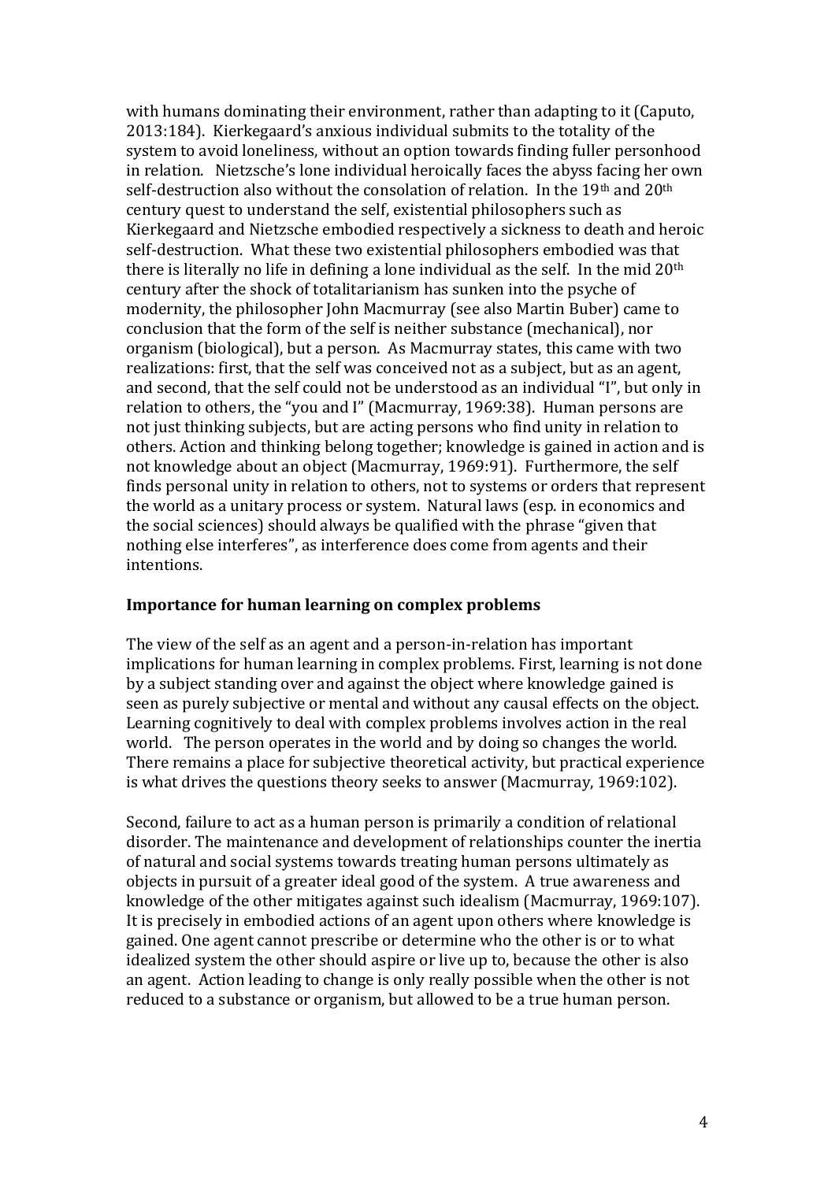with humans dominating their environment, rather than adapting to it (Caputo, 2013:184). Kierkegaard's anxious individual submits to the totality of the system to avoid loneliness, without an option towards finding fuller personhood in relation. Nietzsche's lone individual heroically faces the abyss facing her own self-destruction also without the consolation of relation. In the 19th and 20th century quest to understand the self, existential philosophers such as Kierkegaard and Nietzsche embodied respectively a sickness to death and heroic self-destruction. What these two existential philosophers embodied was that there is literally no life in defining a lone individual as the self. In the mid 20th century after the shock of totalitarianism has sunken into the psyche of modernity, the philosopher John Macmurray (see also Martin Buber) came to conclusion that the form of the self is neither substance (mechanical), nor organism (biological), but a person. As Macmurray states, this came with two realizations: first, that the self was conceived not as a subject, but as an agent, and second, that the self could not be understood as an individual "I", but only in relation to others, the "you and I" (Macmurray, 1969:38). Human persons are not just thinking subjects, but are acting persons who find unity in relation to others. Action and thinking belong together; knowledge is gained in action and is not knowledge about an object (Macmurray, 1969:91). Furthermore, the self finds personal unity in relation to others, not to systems or orders that represent the world as a unitary process or system. Natural laws (esp. in economics and the social sciences) should always be qualified with the phrase "given that nothing else interferes", as interference does come from agents and their intentions.

## Importance for human learning on complex problems

The view of the self as an agent and a person-in-relation has important implications for human learning in complex problems. First, learning is not done by a subject standing over and against the object where knowledge gained is seen as purely subjective or mental and without any causal effects on the object. Learning cognitively to deal with complex problems involves action in the real world. The person operates in the world and by doing so changes the world. There remains a place for subjective theoretical activity, but practical experience is what drives the questions theory seeks to answer (Macmurray, 1969:102).

Second, failure to act as a human person is primarily a condition of relational disorder. The maintenance and development of relationships counter the inertia of natural and social systems towards treating human persons ultimately as objects in pursuit of a greater ideal good of the system. A true awareness and knowledge of the other mitigates against such idealism (Macmurray, 1969:107). It is precisely in embodied actions of an agent upon others where knowledge is gained. One agent cannot prescribe or determine who the other is or to what idealized system the other should aspire or live up to, because the other is also an agent. Action leading to change is only really possible when the other is not reduced to a substance or organism, but allowed to be a true human person.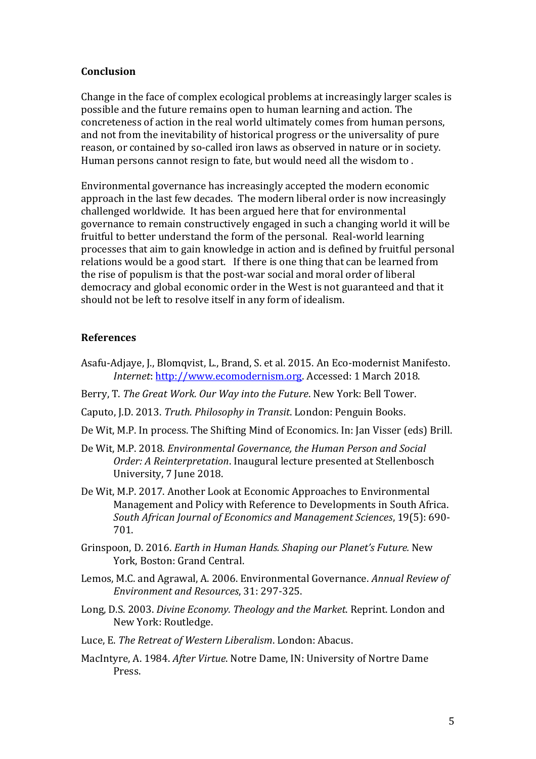## Conclusion

Change in the face of complex ecological problems at increasingly larger scales is possible and the future remains open to human learning and action. The concreteness of action in the real world ultimately comes from human persons, and not from the inevitability of historical progress or the universality of pure reason, or contained by so-called iron laws as observed in nature or in society. Human persons cannot resign to fate, but would need all the wisdom to .

Environmental governance has increasingly accepted the modern economic approach in the last few decades. The modern liberal order is now increasingly challenged worldwide. It has been argued here that for environmental governance to remain constructively engaged in such a changing world it will be fruitful to better understand the form of the personal. Real-world learning processes that aim to gain knowledge in action and is defined by fruitful personal relations would be a good start. If there is one thing that can be learned from the rise of populism is that the post-war social and moral order of liberal democracy and global economic order in the West is not guaranteed and that it should not be left to resolve itself in any form of idealism.

## References

Asafu-Adjaye, J., Blomqvist, L., Brand, S. et al. 2015. An Eco-modernist Manifesto. *Internet*: http://www.ecomodernism.org. Accessed: 1 March 2018.

Berry, T. *The Great Work. Our Way into the Future*. New York: Bell Tower.

Caputo, J.D. 2013. *Truth. Philosophy in Transit*. London: Penguin Books.

De Wit, M.P. In process. The Shifting Mind of Economics. In: Jan Visser (eds) Brill.

De Wit, M.P. 2018. *Environmental Governance, the Human Person and Social Order: A Reinterpretation*. Inaugural lecture presented at Stellenbosch University, 7 June 2018.

De Wit, M.P. 2017. Another Look at Economic Approaches to Environmental Management and Policy with Reference to Developments in South Africa. *South African Journal of Economics and Management Sciences*, 19(5): 690-701.

Grinspoon, D. 2016. *Earth in Human Hands. Shaping our Planet's Future.* New York, Boston: Grand Central.

Lemos, M.C. and Agrawal, A. 2006. Environmental Governance. *Annual Review of Environment and Resources*, 31: 297-325.

Long, D.S. 2003. *Divine Economy. Theology and the Market*. Reprint. London and New York: Routledge.

Luce, E. *The Retreat of Western Liberalism*. London: Abacus.

MacIntyre, A. 1984. *After Virtue*. Notre Dame, IN: University of Nortre Dame Press.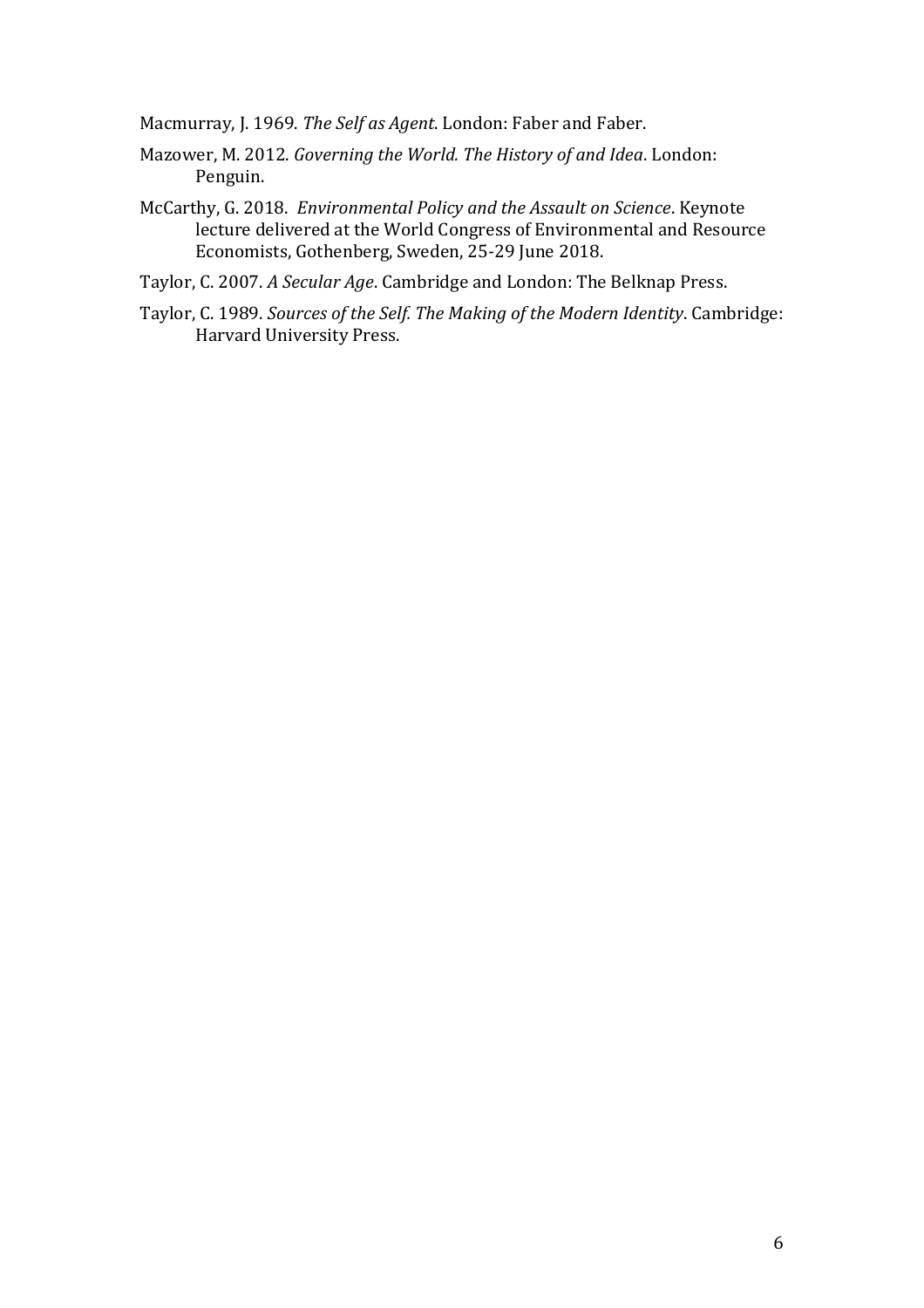Macmurray, J. 1969. *The Self as Agent*. London: Faber and Faber.

Mazower, M. 2012. *Governing the World. The History of and Idea*. London: Penguin.

McCarthy, G. 2018. *Environmental Policy and the Assault on Science*. Keynote lecture delivered at the World Congress of Environmental and Resource Economists, Gothenberg, Sweden, 25-29 June 2018.

Taylor, C. 2007. *A Secular Age*. Cambridge and London: The Belknap Press.

Taylor, C. 1989. *Sources of the Self. The Making of the Modern Identity*. Cambridge: Harvard University Press.